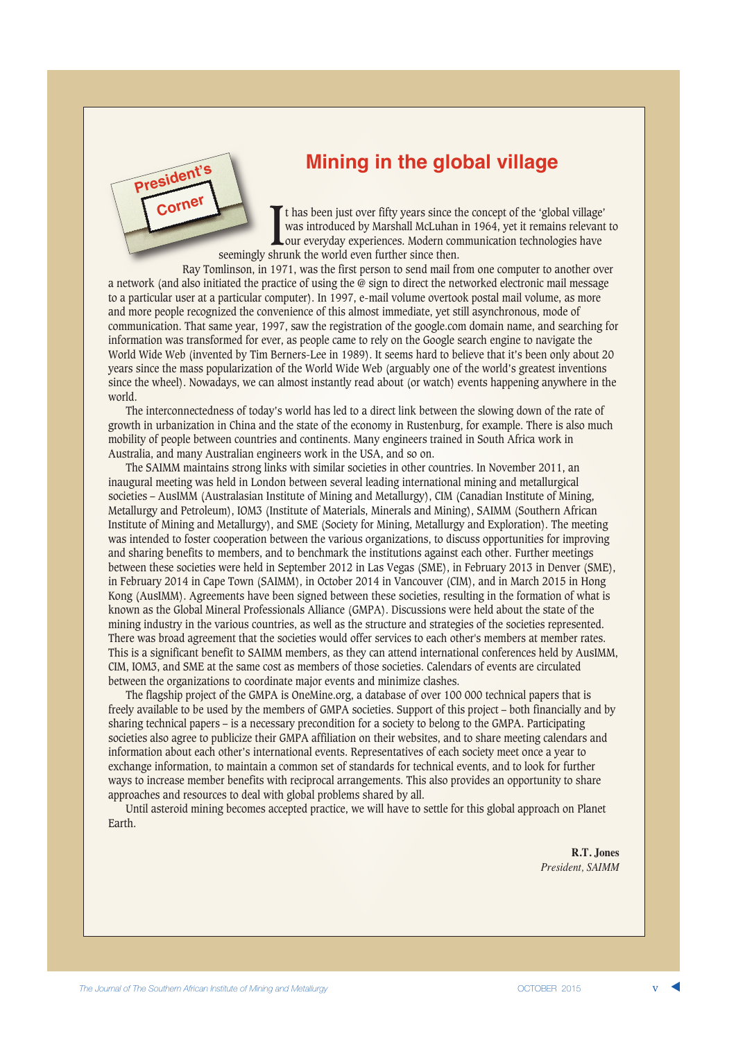President's Corner

# Mining in the global village

It has been just over fifty years since the concept of the 'global village' was introduced by Marshall McLuhan in 1964, yet it remains relevant to our everyday experiences. Modern communication technologies have seemingly shrunk the world even further since then.

Ray Tomlinson, in 1971, was the first person to send mail from one computer to another over a network (and also initiated the practice of using the @ sign to direct the networked electronic mail message to a particular user at a particular computer). In 1997, e-mail volume overtook postal mail volume, as more and more people recognized the convenience of this almost immediate, yet still asynchronous, mode of communication. That same year, 1997, saw the registration of the google.com domain name, and searching for information was transformed for ever, as people came to rely on the Google search engine to navigate the World Wide Web (invented by Tim Berners-Lee in 1989). It seems hard to believe that it's been only about 20 years since the mass popularization of the World Wide Web (arguably one of the world's greatest inventions since the wheel). Nowadays, we can almost instantly read about (or watch) events happening anywhere in the world.

The interconnectedness of today's world has led to a direct link between the slowing down of the rate of growth in urbanization in China and the state of the economy in Rustenburg, for example. There is also much mobility of people between countries and continents. Many engineers trained in South Africa work in Australia, and many Australian engineers work in the USA, and so on.

The SAIMM maintains strong links with similar societies in other countries. In November 2011, an inaugural meeting was held in London between several leading international mining and metallurgical societies – AusIMM (Australasian Institute of Mining and Metallurgy), CIM (Canadian Institute of Mining, Metallurgy and Petroleum), IOM3 (Institute of Materials, Minerals and Mining), SAIMM (Southern African Institute of Mining and Metallurgy), and SME (Society for Mining, Metallurgy and Exploration). The meeting was intended to foster cooperation between the various organizations, to discuss opportunities for improving and sharing benefits to members, and to benchmark the institutions against each other. Further meetings between these societies were held in September 2012 in Las Vegas (SME), in February 2013 in Denver (SME), in February 2014 in Cape Town (SAIMM), in October 2014 in Vancouver (CIM), and in March 2015 in Hong Kong (AusIMM). Agreements have been signed between these societies, resulting in the formation of what is known as the Global Mineral Professionals Alliance (GMPA). Discussions were held about the state of the mining industry in the various countries, as well as the structure and strategies of the societies represented. There was broad agreement that the societies would offer services to each other's members at member rates. This is a significant benefit to SAIMM members, as they can attend international conferences held by AusIMM, CIM, IOM3, and SME at the same cost as members of those societies. Calendars of events are circulated between the organizations to coordinate major events and minimize clashes.

The flagship project of the GMPA is OneMine.org, a database of over 100 000 technical papers that is freely available to be used by the members of GMPA societies. Support of this project – both financially and by sharing technical papers – is a necessary precondition for a society to belong to the GMPA. Participating societies also agree to publicize their GMPA affiliation on their websites, and to share meeting calendars and information about each other's international events. Representatives of each society meet once a year to exchange information, to maintain a common set of standards for technical events, and to look for further ways to increase member benefits with reciprocal arrangements. This also provides an opportunity to share approaches and resources to deal with global problems shared by all.

Until asteroid mining becomes accepted practice, we will have to settle for this global approach on Planet Earth.

**R.T. Jones**
*President, SAIMM*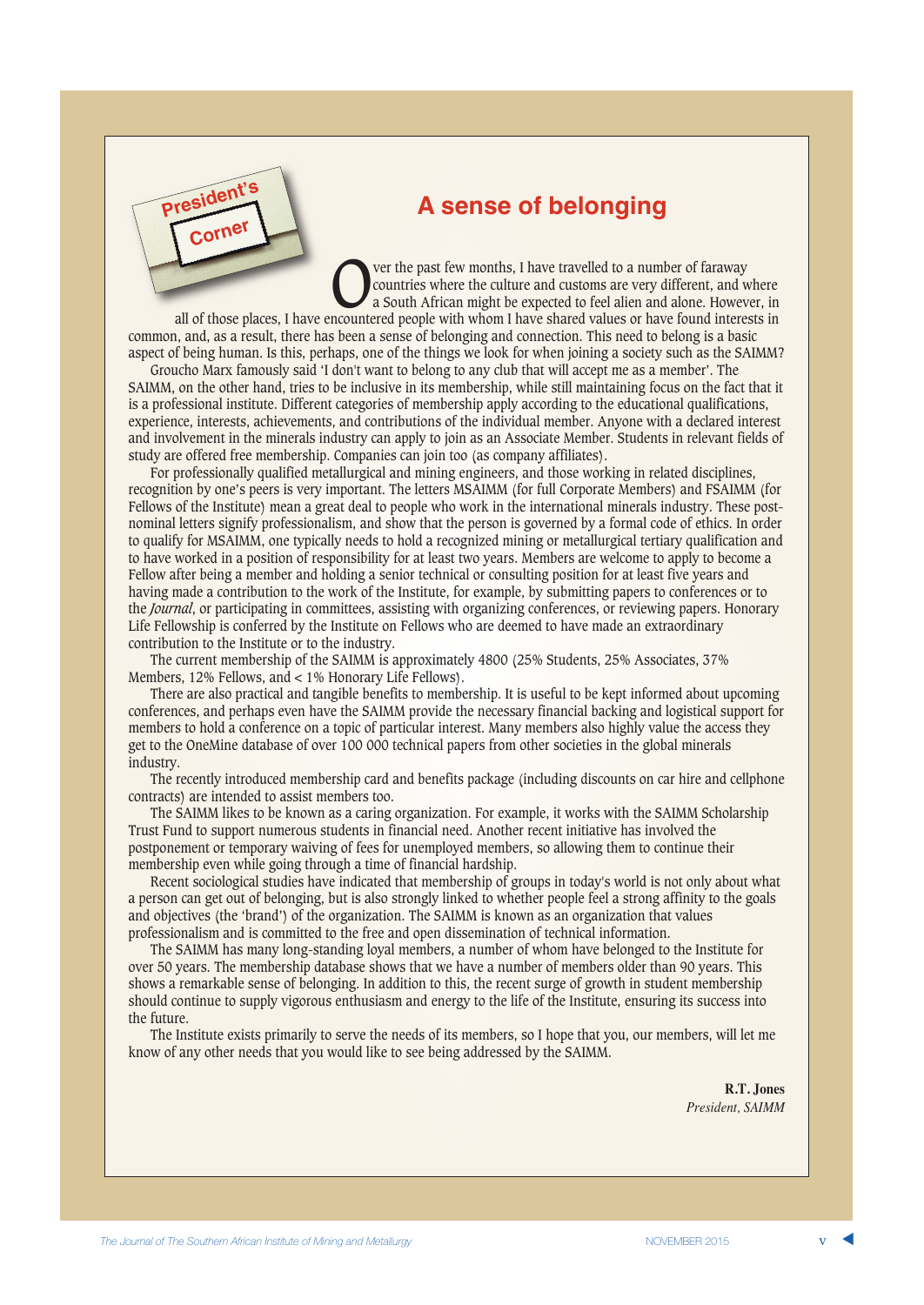President's Corner

# A sense of belonging

Over the past few months, I have travelled to a number of faraway countries where the culture and customs are very different, and where a South African might be expected to feel alien and alone. However, in all of those places, I have encountered people with whom I have shared values or have found interests in common, and, as a result, there has been a sense of belonging and connection. This need to belong is a basic aspect of being human. Is this, perhaps, one of the things we look for when joining a society such as the SAIMM?

Groucho Marx famously said 'I don't want to belong to any club that will accept me as a member'. The SAIMM, on the other hand, tries to be inclusive in its membership, while still maintaining focus on the fact that it is a professional institute. Different categories of membership apply according to the educational qualifications, experience, interests, achievements, and contributions of the individual member. Anyone with a declared interest and involvement in the minerals industry can apply to join as an Associate Member. Students in relevant fields of study are offered free membership. Companies can join too (as company affiliates).

For professionally qualified metallurgical and mining engineers, and those working in related disciplines, recognition by one's peers is very important. The letters MSAIMM (for full Corporate Members) and FSAIMM (for Fellows of the Institute) mean a great deal to people who work in the international minerals industry. These post-nominal letters signify professionalism, and show that the person is governed by a formal code of ethics. In order to qualify for MSAIMM, one typically needs to hold a recognized mining or metallurgical tertiary qualification and to have worked in a position of responsibility for at least two years. Members are welcome to apply to become a Fellow after being a member and holding a senior technical or consulting position for at least five years and having made a contribution to the work of the Institute, for example, by submitting papers to conferences or to the *Journal*, or participating in committees, assisting with organizing conferences, or reviewing papers. Honorary Life Fellowship is conferred by the Institute on Fellows who are deemed to have made an extraordinary contribution to the Institute or to the industry.

The current membership of the SAIMM is approximately 4800 (25% Students, 25% Associates, 37% Members, 12% Fellows, and < 1% Honorary Life Fellows).

There are also practical and tangible benefits to membership. It is useful to be kept informed about upcoming conferences, and perhaps even have the SAIMM provide the necessary financial backing and logistical support for members to hold a conference on a topic of particular interest. Many members also highly value the access they get to the OneMine database of over 100 000 technical papers from other societies in the global minerals industry.

The recently introduced membership card and benefits package (including discounts on car hire and cellphone contracts) are intended to assist members too.

The SAIMM likes to be known as a caring organization. For example, it works with the SAIMM Scholarship Trust Fund to support numerous students in financial need. Another recent initiative has involved the postponement or temporary waiving of fees for unemployed members, so allowing them to continue their membership even while going through a time of financial hardship.

Recent sociological studies have indicated that membership of groups in today's world is not only about what a person can get out of belonging, but is also strongly linked to whether people feel a strong affinity to the goals and objectives (the 'brand') of the organization. The SAIMM is known as an organization that values professionalism and is committed to the free and open dissemination of technical information.

The SAIMM has many long-standing loyal members, a number of whom have belonged to the Institute for over 50 years. The membership database shows that we have a number of members older than 90 years. This shows a remarkable sense of belonging. In addition to this, the recent surge of growth in student membership should continue to supply vigorous enthusiasm and energy to the life of the Institute, ensuring its success into the future.

The Institute exists primarily to serve the needs of its members, so I hope that you, our members, will let me know of any other needs that you would like to see being addressed by the SAIMM.

**R.T. Jones**
*President, SAIMM*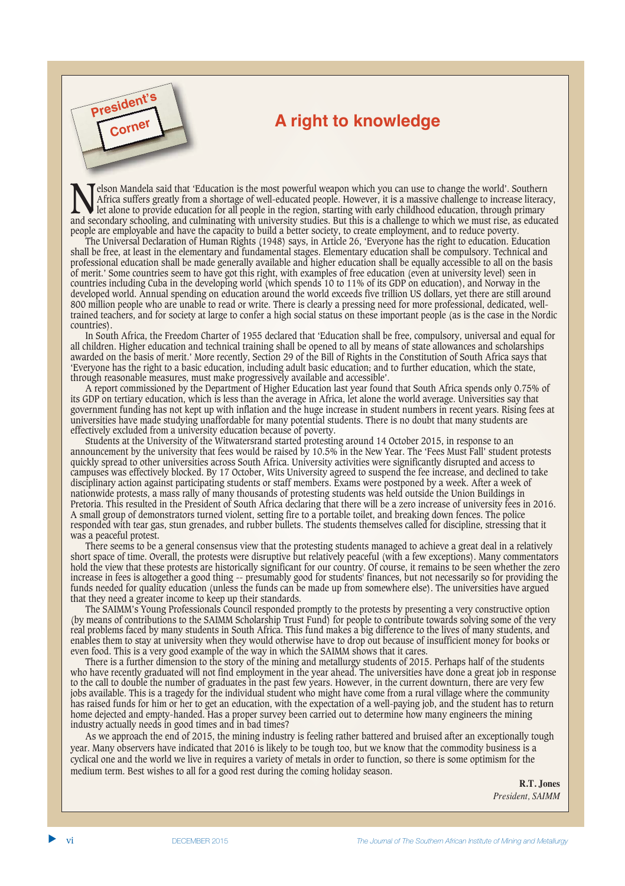President's Corner

# A right to knowledge

Nelson Mandela said that 'Education is the most powerful weapon which you can use to change the world'. Southern Africa suffers greatly from a shortage of well-educated people. However, it is a massive challenge to increase literacy, let alone to provide education for all people in the region, starting with early childhood education, through primary and secondary schooling, and culminating with university studies. But this is a challenge to which we must rise, as educated people are employable and have the capacity to build a better society, to create employment, and to reduce poverty.

The Universal Declaration of Human Rights (1948) says, in Article 26, 'Everyone has the right to education. Education shall be free, at least in the elementary and fundamental stages. Elementary education shall be compulsory. Technical and professional education shall be made generally available and higher education shall be equally accessible to all on the basis of merit.' Some countries seem to have got this right, with examples of free education (even at university level) seen in countries including Cuba in the developing world (which spends 10 to 11% of its GDP on education), and Norway in the developed world. Annual spending on education around the world exceeds five trillion US dollars, yet there are still around 800 million people who are unable to read or write. There is clearly a pressing need for more professional, dedicated, well-trained teachers, and for society at large to confer a high social status on these important people (as is the case in the Nordic countries).

In South Africa, the Freedom Charter of 1955 declared that 'Education shall be free, compulsory, universal and equal for all children. Higher education and technical training shall be opened to all by means of state allowances and scholarships awarded on the basis of merit.' More recently, Section 29 of the Bill of Rights in the Constitution of South Africa says that 'Everyone has the right to a basic education, including adult basic education; and to further education, which the state, through reasonable measures, must make progressively available and accessible'.

A report commissioned by the Department of Higher Education last year found that South Africa spends only 0.75% of its GDP on tertiary education, which is less than the average in Africa, let alone the world average. Universities say that government funding has not kept up with inflation and the huge increase in student numbers in recent years. Rising fees at universities have made studying unaffordable for many potential students. There is no doubt that many students are effectively excluded from a university education because of poverty.

Students at the University of the Witwatersrand started protesting around 14 October 2015, in response to an announcement by the university that fees would be raised by 10.5% in the New Year. The 'Fees Must Fall' student protests quickly spread to other universities across South Africa. University activities were significantly disrupted and access to campuses was effectively blocked. By 17 October, Wits University agreed to suspend the fee increase, and declined to take disciplinary action against participating students or staff members. Exams were postponed by a week. After a week of nationwide protests, a mass rally of many thousands of protesting students was held outside the Union Buildings in Pretoria. This resulted in the President of South Africa declaring that there will be a zero increase of university fees in 2016. A small group of demonstrators turned violent, setting fire to a portable toilet, and breaking down fences. The police responded with tear gas, stun grenades, and rubber bullets. The students themselves called for discipline, stressing that it was a peaceful protest.

There seems to be a general consensus view that the protesting students managed to achieve a great deal in a relatively short space of time. Overall, the protests were disruptive but relatively peaceful (with a few exceptions). Many commentators hold the view that these protests are historically significant for our country. Of course, it remains to be seen whether the zero increase in fees is altogether a good thing -- presumably good for students' finances, but not necessarily so for providing the funds needed for quality education (unless the funds can be made up from somewhere else). The universities have argued that they need a greater income to keep up their standards.

The SAIMM's Young Professionals Council responded promptly to the protests by presenting a very constructive option (by means of contributions to the SAIMM Scholarship Trust Fund) for people to contribute towards solving some of the very real problems faced by many students in South Africa. This fund makes a big difference to the lives of many students, and enables them to stay at university when they would otherwise have to drop out because of insufficient money for books or even food. This is a very good example of the way in which the SAIMM shows that it cares.

There is a further dimension to the story of the mining and metallurgy students of 2015. Perhaps half of the students who have recently graduated will not find employment in the year ahead. The universities have done a great job in response to the call to double the number of graduates in the past few years. However, in the current downturn, there are very few jobs available. This is a tragedy for the individual student who might have come from a rural village where the community has raised funds for him or her to get an education, with the expectation of a well-paying job, and the student has to return home dejected and empty-handed. Has a proper survey been carried out to determine how many engineers the mining industry actually needs in good times and in bad times?

As we approach the end of 2015, the mining industry is feeling rather battered and bruised after an exceptionally tough year. Many observers have indicated that 2016 is likely to be tough too, but we know that the commodity business is a cyclical one and the world we live in requires a variety of metals in order to function, so there is some optimism for the medium term. Best wishes to all for a good rest during the coming holiday season.

**R.T. Jones**
*President, SAIMM*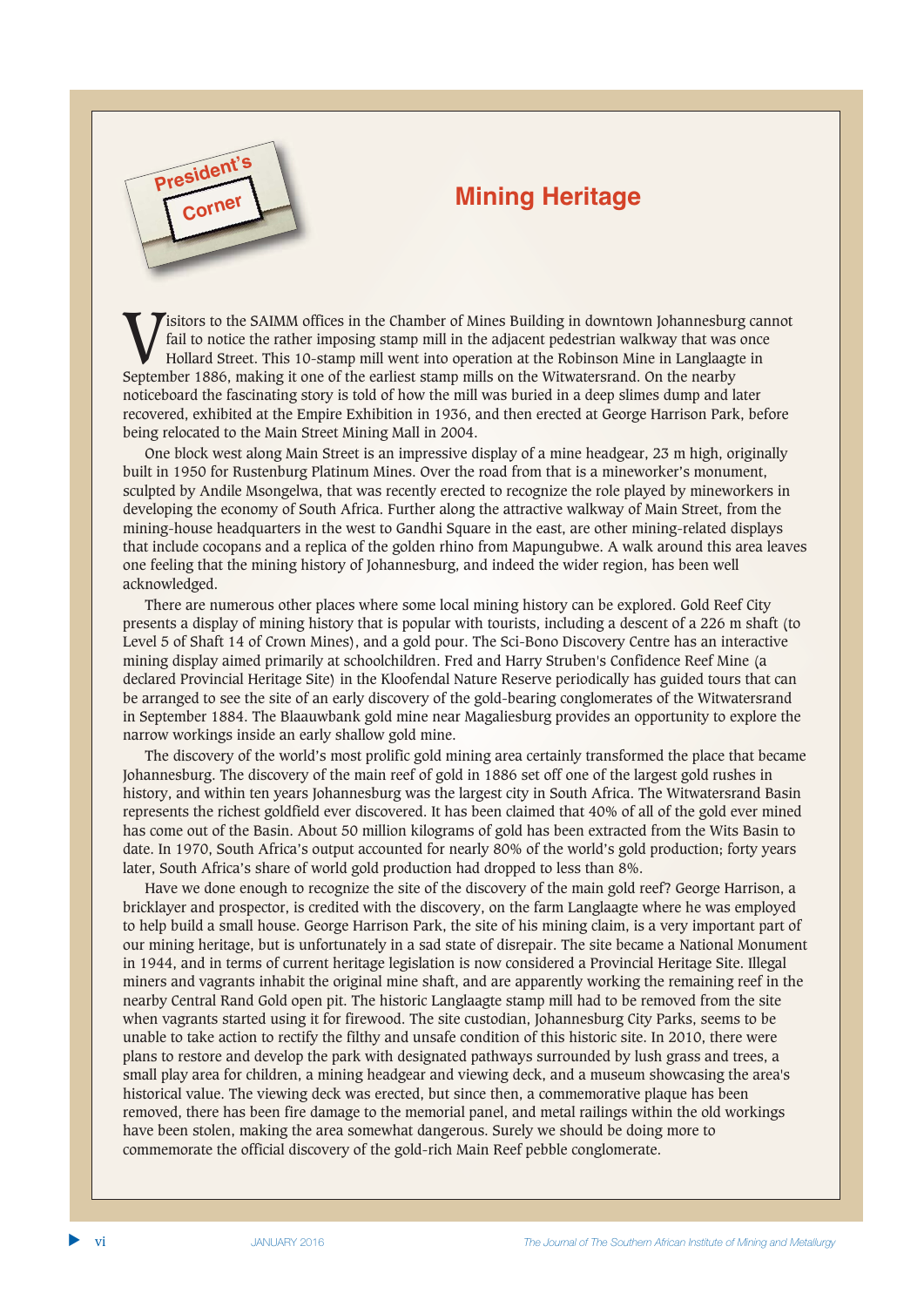President's Corner

# Mining Heritage

Visitors to the SAIMM offices in the Chamber of Mines Building in downtown Johannesburg cannot fail to notice the rather imposing stamp mill in the adjacent pedestrian walkway that was once Hollard Street. This 10-stamp mill went into operation at the Robinson Mine in Langlaagte in September 1886, making it one of the earliest stamp mills on the Witwatersrand. On the nearby noticeboard the fascinating story is told of how the mill was buried in a deep slimes dump and later recovered, exhibited at the Empire Exhibition in 1936, and then erected at George Harrison Park, before being relocated to the Main Street Mining Mall in 2004.

One block west along Main Street is an impressive display of a mine headgear, 23 m high, originally built in 1950 for Rustenburg Platinum Mines. Over the road from that is a mineworker's monument, sculpted by Andile Msongelwa, that was recently erected to recognize the role played by mineworkers in developing the economy of South Africa. Further along the attractive walkway of Main Street, from the mining-house headquarters in the west to Gandhi Square in the east, are other mining-related displays that include cocopans and a replica of the golden rhino from Mapungubwe. A walk around this area leaves one feeling that the mining history of Johannesburg, and indeed the wider region, has been well acknowledged.

There are numerous other places where some local mining history can be explored. Gold Reef City presents a display of mining history that is popular with tourists, including a descent of a 226 m shaft (to Level 5 of Shaft 14 of Crown Mines), and a gold pour. The Sci-Bono Discovery Centre has an interactive mining display aimed primarily at schoolchildren. Fred and Harry Struben's Confidence Reef Mine (a declared Provincial Heritage Site) in the Kloofendal Nature Reserve periodically has guided tours that can be arranged to see the site of an early discovery of the gold-bearing conglomerates of the Witwatersrand in September 1884. The Blaauwbank gold mine near Magaliesburg provides an opportunity to explore the narrow workings inside an early shallow gold mine.

The discovery of the world's most prolific gold mining area certainly transformed the place that became Johannesburg. The discovery of the main reef of gold in 1886 set off one of the largest gold rushes in history, and within ten years Johannesburg was the largest city in South Africa. The Witwatersrand Basin represents the richest goldfield ever discovered. It has been claimed that 40% of all of the gold ever mined has come out of the Basin. About 50 million kilograms of gold has been extracted from the Wits Basin to date. In 1970, South Africa's output accounted for nearly 80% of the world's gold production; forty years later, South Africa's share of world gold production had dropped to less than 8%.

Have we done enough to recognize the site of the discovery of the main gold reef? George Harrison, a bricklayer and prospector, is credited with the discovery, on the farm Langlaagte where he was employed to help build a small house. George Harrison Park, the site of his mining claim, is a very important part of our mining heritage, but is unfortunately in a sad state of disrepair. The site became a National Monument in 1944, and in terms of current heritage legislation is now considered a Provincial Heritage Site. Illegal miners and vagrants inhabit the original mine shaft, and are apparently working the remaining reef in the nearby Central Rand Gold open pit. The historic Langlaagte stamp mill had to be removed from the site when vagrants started using it for firewood. The site custodian, Johannesburg City Parks, seems to be unable to take action to rectify the filthy and unsafe condition of this historic site. In 2010, there were plans to restore and develop the park with designated pathways surrounded by lush grass and trees, a small play area for children, a mining headgear and viewing deck, and a museum showcasing the area's historical value. The viewing deck was erected, but since then, a commemorative plaque has been removed, there has been fire damage to the memorial panel, and metal railings within the old workings have been stolen, making the area somewhat dangerous. Surely we should be doing more to commemorate the official discovery of the gold-rich Main Reef pebble conglomerate.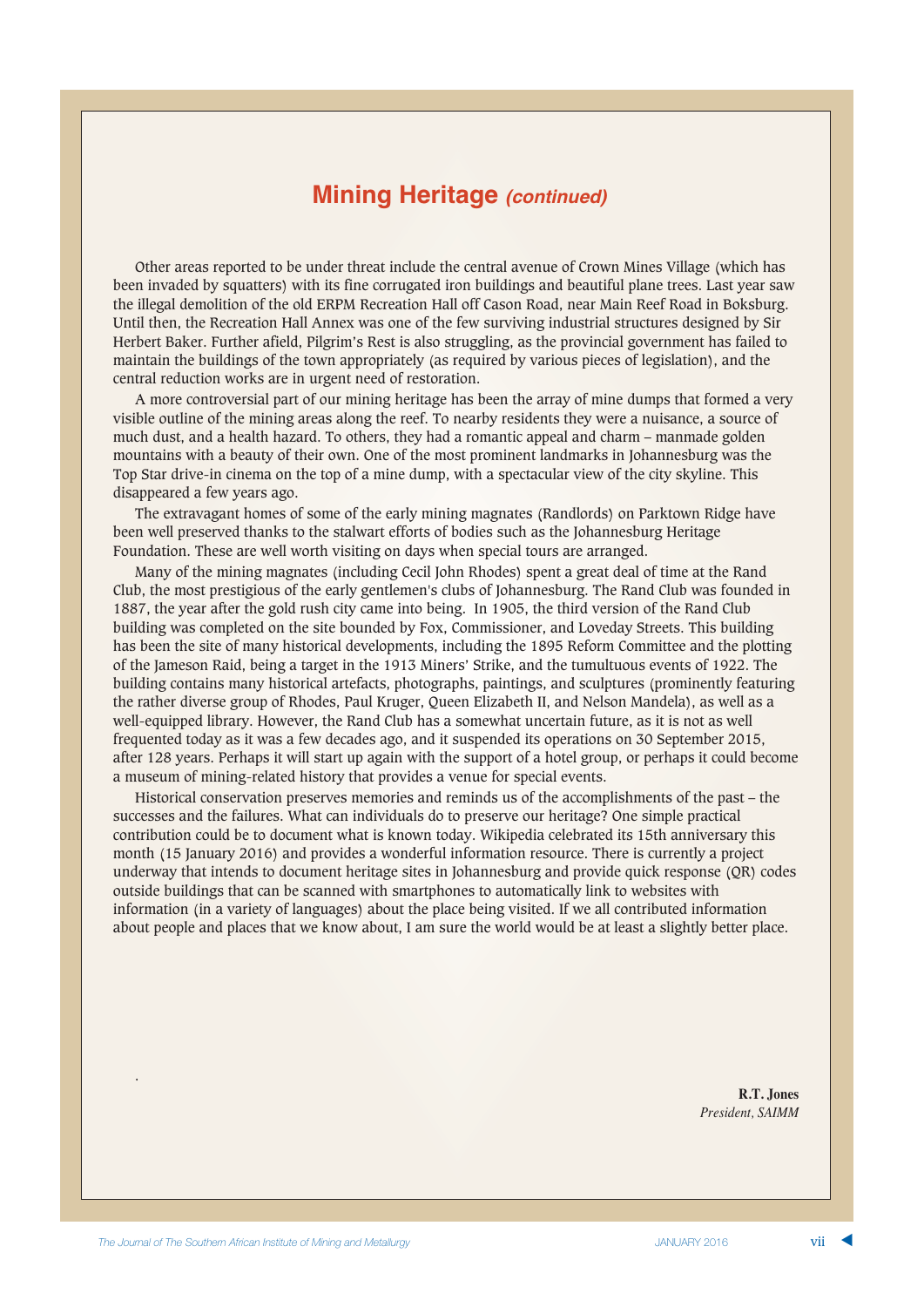# Mining Heritage *(continued)*

Other areas reported to be under threat include the central avenue of Crown Mines Village (which has been invaded by squatters) with its fine corrugated iron buildings and beautiful plane trees. Last year saw the illegal demolition of the old ERPM Recreation Hall off Cason Road, near Main Reef Road in Boksburg. Until then, the Recreation Hall Annex was one of the few surviving industrial structures designed by Sir Herbert Baker. Further afield, Pilgrim's Rest is also struggling, as the provincial government has failed to maintain the buildings of the town appropriately (as required by various pieces of legislation), and the central reduction works are in urgent need of restoration.

A more controversial part of our mining heritage has been the array of mine dumps that formed a very visible outline of the mining areas along the reef. To nearby residents they were a nuisance, a source of much dust, and a health hazard. To others, they had a romantic appeal and charm – manmade golden mountains with a beauty of their own. One of the most prominent landmarks in Johannesburg was the Top Star drive-in cinema on the top of a mine dump, with a spectacular view of the city skyline. This disappeared a few years ago.

The extravagant homes of some of the early mining magnates (Randlords) on Parktown Ridge have been well preserved thanks to the stalwart efforts of bodies such as the Johannesburg Heritage Foundation. These are well worth visiting on days when special tours are arranged.

Many of the mining magnates (including Cecil John Rhodes) spent a great deal of time at the Rand Club, the most prestigious of the early gentlemen's clubs of Johannesburg. The Rand Club was founded in 1887, the year after the gold rush city came into being. In 1905, the third version of the Rand Club building was completed on the site bounded by Fox, Commissioner, and Loveday Streets. This building has been the site of many historical developments, including the 1895 Reform Committee and the plotting of the Jameson Raid, being a target in the 1913 Miners' Strike, and the tumultuous events of 1922. The building contains many historical artefacts, photographs, paintings, and sculptures (prominently featuring the rather diverse group of Rhodes, Paul Kruger, Queen Elizabeth II, and Nelson Mandela), as well as a well-equipped library. However, the Rand Club has a somewhat uncertain future, as it is not as well frequented today as it was a few decades ago, and it suspended its operations on 30 September 2015, after 128 years. Perhaps it will start up again with the support of a hotel group, or perhaps it could become a museum of mining-related history that provides a venue for special events.

Historical conservation preserves memories and reminds us of the accomplishments of the past – the successes and the failures. What can individuals do to preserve our heritage? One simple practical contribution could be to document what is known today. Wikipedia celebrated its 15th anniversary this month (15 January 2016) and provides a wonderful information resource. There is currently a project underway that intends to document heritage sites in Johannesburg and provide quick response (QR) codes outside buildings that can be scanned with smartphones to automatically link to websites with information (in a variety of languages) about the place being visited. If we all contributed information about people and places that we know about, I am sure the world would be at least a slightly better place.

**R.T. Jones**
*President, SAIMM*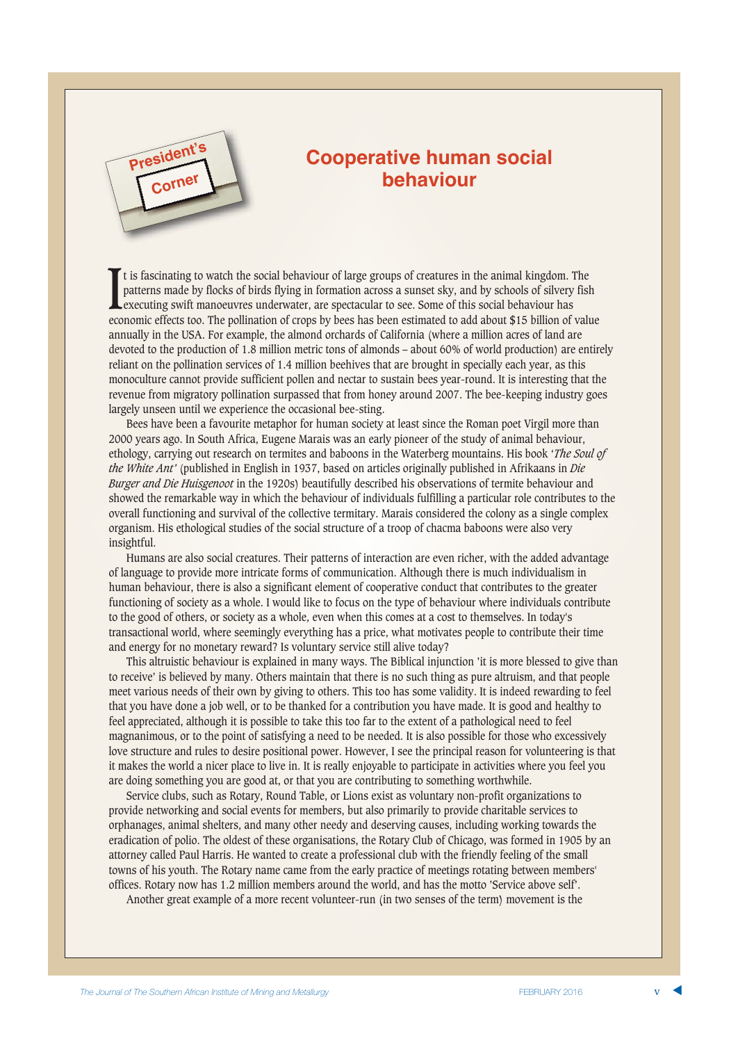President's Corner

# Cooperative human social behaviour

It is fascinating to watch the social behaviour of large groups of creatures in the animal kingdom. The patterns made by flocks of birds flying in formation across a sunset sky, and by schools of silvery fish executing swift manoeuvres underwater, are spectacular to see. Some of this social behaviour has economic effects too. The pollination of crops by bees has been estimated to add about $15 billion of value annually in the USA. For example, the almond orchards of California (where a million acres of land are devoted to the production of 1.8 million metric tons of almonds – about 60% of world production) are entirely reliant on the pollination services of 1.4 million beehives that are brought in specially each year, as this monoculture cannot provide sufficient pollen and nectar to sustain bees year-round. It is interesting that the revenue from migratory pollination surpassed that from honey around 2007. The bee-keeping industry goes largely unseen until we experience the occasional bee-sting.

Bees have been a favourite metaphor for human society at least since the Roman poet Virgil more than 2000 years ago. In South Africa, Eugene Marais was an early pioneer of the study of animal behaviour, ethology, carrying out research on termites and baboons in the Waterberg mountains. His book '*The Soul of the White Ant*' (published in English in 1937, based on articles originally published in Afrikaans in *Die Burger and Die Huisgenoot* in the 1920s) beautifully described his observations of termite behaviour and showed the remarkable way in which the behaviour of individuals fulfilling a particular role contributes to the overall functioning and survival of the collective termitary. Marais considered the colony as a single complex organism. His ethological studies of the social structure of a troop of chacma baboons were also very insightful.

Humans are also social creatures. Their patterns of interaction are even richer, with the added advantage of language to provide more intricate forms of communication. Although there is much individualism in human behaviour, there is also a significant element of cooperative conduct that contributes to the greater functioning of society as a whole. I would like to focus on the type of behaviour where individuals contribute to the good of others, or society as a whole, even when this comes at a cost to themselves. In today's transactional world, where seemingly everything has a price, what motivates people to contribute their time and energy for no monetary reward? Is voluntary service still alive today?

This altruistic behaviour is explained in many ways. The Biblical injunction 'it is more blessed to give than to receive' is believed by many. Others maintain that there is no such thing as pure altruism, and that people meet various needs of their own by giving to others. This too has some validity. It is indeed rewarding to feel that you have done a job well, or to be thanked for a contribution you have made. It is good and healthy to feel appreciated, although it is possible to take this too far to the extent of a pathological need to feel magnanimous, or to the point of satisfying a need to be needed. It is also possible for those who excessively love structure and rules to desire positional power. However, I see the principal reason for volunteering is that it makes the world a nicer place to live in. It is really enjoyable to participate in activities where you feel you are doing something you are good at, or that you are contributing to something worthwhile.

Service clubs, such as Rotary, Round Table, or Lions exist as voluntary non-profit organizations to provide networking and social events for members, but also primarily to provide charitable services to orphanages, animal shelters, and many other needy and deserving causes, including working towards the eradication of polio. The oldest of these organisations, the Rotary Club of Chicago, was formed in 1905 by an attorney called Paul Harris. He wanted to create a professional club with the friendly feeling of the small towns of his youth. The Rotary name came from the early practice of meetings rotating between members' offices. Rotary now has 1.2 million members around the world, and has the motto 'Service above self'.

Another great example of a more recent volunteer-run (in two senses of the term) movement is the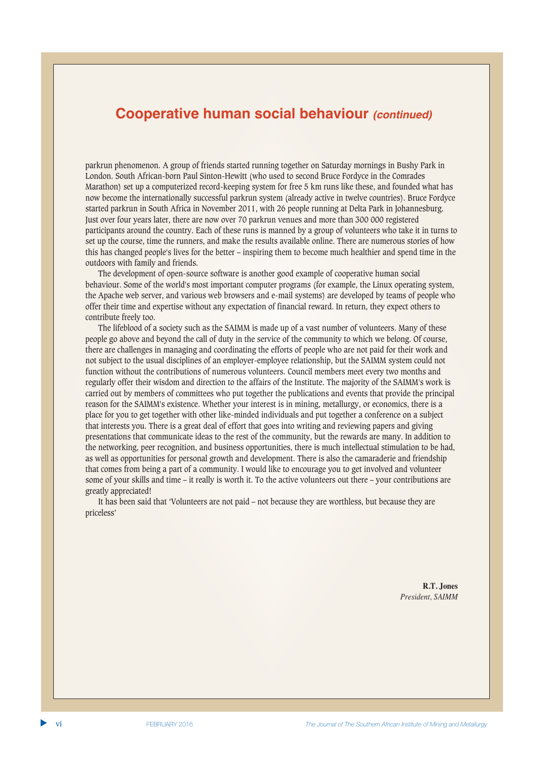# Cooperative human social behaviour *(continued)*

parkrun phenomenon. A group of friends started running together on Saturday mornings in Bushy Park in London. South African-born Paul Sinton-Hewitt (who used to second Bruce Fordyce in the Comrades Marathon) set up a computerized record-keeping system for free 5 km runs like these, and founded what has now become the internationally successful parkrun system (already active in twelve countries). Bruce Fordyce started parkrun in South Africa in November 2011, with 26 people running at Delta Park in Johannesburg. Just over four years later, there are now over 70 parkrun venues and more than 300 000 registered participants around the country. Each of these runs is manned by a group of volunteers who take it in turns to set up the course, time the runners, and make the results available online. There are numerous stories of how this has changed people's lives for the better – inspiring them to become much healthier and spend time in the outdoors with family and friends.

The development of open-source software is another good example of cooperative human social behaviour. Some of the world's most important computer programs (for example, the Linux operating system, the Apache web server, and various web browsers and e-mail systems) are developed by teams of people who offer their time and expertise without any expectation of financial reward. In return, they expect others to contribute freely too.

The lifeblood of a society such as the SAIMM is made up of a vast number of volunteers. Many of these people go above and beyond the call of duty in the service of the community to which we belong. Of course, there are challenges in managing and coordinating the efforts of people who are not paid for their work and not subject to the usual disciplines of an employer-employee relationship, but the SAIMM system could not function without the contributions of numerous volunteers. Council members meet every two months and regularly offer their wisdom and direction to the affairs of the Institute. The majority of the SAIMM's work is carried out by members of committees who put together the publications and events that provide the principal reason for the SAIMM's existence. Whether your interest is in mining, metallurgy, or economics, there is a place for you to get together with other like-minded individuals and put together a conference on a subject that interests you. There is a great deal of effort that goes into writing and reviewing papers and giving presentations that communicate ideas to the rest of the community, but the rewards are many. In addition to the networking, peer recognition, and business opportunities, there is much intellectual stimulation to be had, as well as opportunities for personal growth and development. There is also the camaraderie and friendship that comes from being a part of a community. I would like to encourage you to get involved and volunteer some of your skills and time – it really is worth it. To the active volunteers out there – your contributions are greatly appreciated!

It has been said that 'Volunteers are not paid – not because they are worthless, but because they are priceless'

**R.T. Jones**
*President, SAIMM*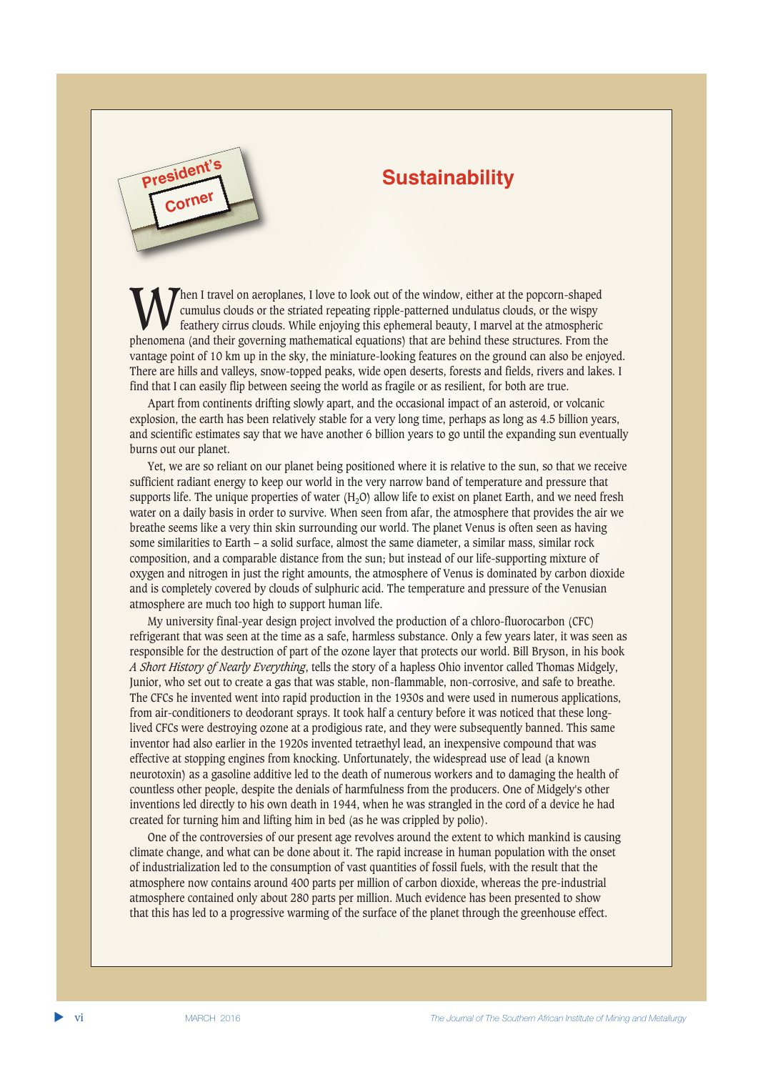President's Corner

# Sustainability

When I travel on aeroplanes, I love to look out of the window, either at the popcorn-shaped cumulus clouds or the striated repeating ripple-patterned undulatus clouds, or the wispy feathery cirrus clouds. While enjoying this ephemeral beauty, I marvel at the atmospheric phenomena (and their governing mathematical equations) that are behind these structures. From the vantage point of 10 km up in the sky, the miniature-looking features on the ground can also be enjoyed. There are hills and valleys, snow-topped peaks, wide open deserts, forests and fields, rivers and lakes. I find that I can easily flip between seeing the world as fragile or as resilient, for both are true.

Apart from continents drifting slowly apart, and the occasional impact of an asteroid, or volcanic explosion, the earth has been relatively stable for a very long time, perhaps as long as 4.5 billion years, and scientific estimates say that we have another 6 billion years to go until the expanding sun eventually burns out our planet.

Yet, we are so reliant on our planet being positioned where it is relative to the sun, so that we receive sufficient radiant energy to keep our world in the very narrow band of temperature and pressure that supports life. The unique properties of water ($H_2O$) allow life to exist on planet Earth, and we need fresh water on a daily basis in order to survive. When seen from afar, the atmosphere that provides the air we breathe seems like a very thin skin surrounding our world. The planet Venus is often seen as having some similarities to Earth – a solid surface, almost the same diameter, a similar mass, similar rock composition, and a comparable distance from the sun; but instead of our life-supporting mixture of oxygen and nitrogen in just the right amounts, the atmosphere of Venus is dominated by carbon dioxide and is completely covered by clouds of sulphuric acid. The temperature and pressure of the Venusian atmosphere are much too high to support human life.

My university final-year design project involved the production of a chloro-fluorocarbon (CFC) refrigerant that was seen at the time as a safe, harmless substance. Only a few years later, it was seen as responsible for the destruction of part of the ozone layer that protects our world. Bill Bryson, in his book *A Short History of Nearly Everything*, tells the story of a hapless Ohio inventor called Thomas Midgely, Junior, who set out to create a gas that was stable, non-flammable, non-corrosive, and safe to breathe. The CFCs he invented went into rapid production in the 1930s and were used in numerous applications, from air-conditioners to deodorant sprays. It took half a century before it was noticed that these long-lived CFCs were destroying ozone at a prodigious rate, and they were subsequently banned. This same inventor had also earlier in the 1920s invented tetraethyl lead, an inexpensive compound that was effective at stopping engines from knocking. Unfortunately, the widespread use of lead (a known neurotoxin) as a gasoline additive led to the death of numerous workers and to damaging the health of countless other people, despite the denials of harmfulness from the producers. One of Midgely's other inventions led directly to his own death in 1944, when he was strangled in the cord of a device he had created for turning him and lifting him in bed (as he was crippled by polio).

One of the controversies of our present age revolves around the extent to which mankind is causing climate change, and what can be done about it. The rapid increase in human population with the onset of industrialization led to the consumption of vast quantities of fossil fuels, with the result that the atmosphere now contains around 400 parts per million of carbon dioxide, whereas the pre-industrial atmosphere contained only about 280 parts per million. Much evidence has been presented to show that this has led to a progressive warming of the surface of the planet through the greenhouse effect.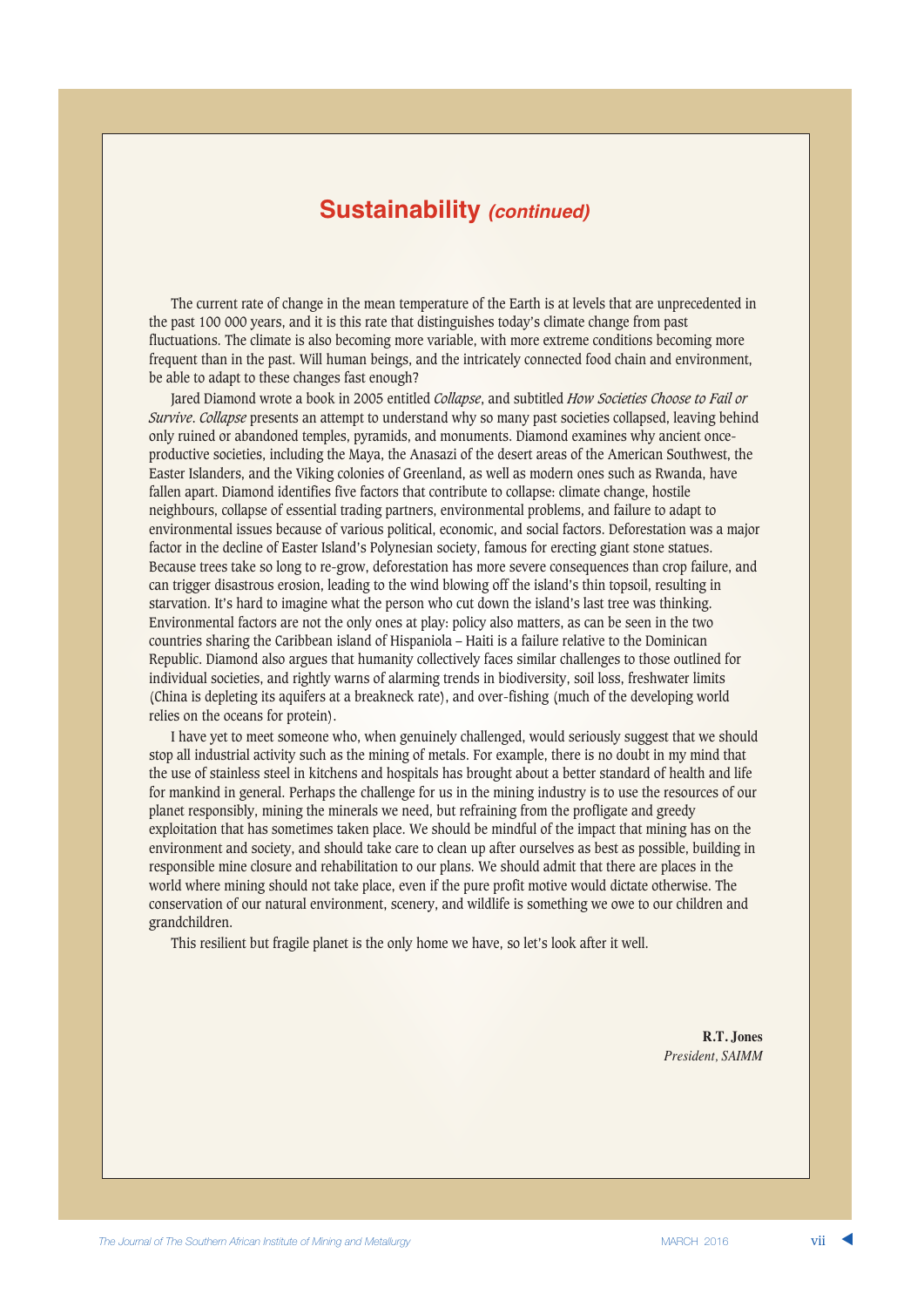# Sustainability *(continued)*

The current rate of change in the mean temperature of the Earth is at levels that are unprecedented in the past 100 000 years, and it is this rate that distinguishes today's climate change from past fluctuations. The climate is also becoming more variable, with more extreme conditions becoming more frequent than in the past. Will human beings, and the intricately connected food chain and environment, be able to adapt to these changes fast enough?

Jared Diamond wrote a book in 2005 entitled *Collapse*, and subtitled *How Societies Choose to Fail or Survive*. *Collapse* presents an attempt to understand why so many past societies collapsed, leaving behind only ruined or abandoned temples, pyramids, and monuments. Diamond examines why ancient once-productive societies, including the Maya, the Anasazi of the desert areas of the American Southwest, the Easter Islanders, and the Viking colonies of Greenland, as well as modern ones such as Rwanda, have fallen apart. Diamond identifies five factors that contribute to collapse: climate change, hostile neighbours, collapse of essential trading partners, environmental problems, and failure to adapt to environmental issues because of various political, economic, and social factors. Deforestation was a major factor in the decline of Easter Island's Polynesian society, famous for erecting giant stone statues. Because trees take so long to re-grow, deforestation has more severe consequences than crop failure, and can trigger disastrous erosion, leading to the wind blowing off the island's thin topsoil, resulting in starvation. It's hard to imagine what the person who cut down the island's last tree was thinking. Environmental factors are not the only ones at play: policy also matters, as can be seen in the two countries sharing the Caribbean island of Hispaniola – Haiti is a failure relative to the Dominican Republic. Diamond also argues that humanity collectively faces similar challenges to those outlined for individual societies, and rightly warns of alarming trends in biodiversity, soil loss, freshwater limits (China is depleting its aquifers at a breakneck rate), and over-fishing (much of the developing world relies on the oceans for protein).

I have yet to meet someone who, when genuinely challenged, would seriously suggest that we should stop all industrial activity such as the mining of metals. For example, there is no doubt in my mind that the use of stainless steel in kitchens and hospitals has brought about a better standard of health and life for mankind in general. Perhaps the challenge for us in the mining industry is to use the resources of our planet responsibly, mining the minerals we need, but refraining from the profligate and greedy exploitation that has sometimes taken place. We should be mindful of the impact that mining has on the environment and society, and should take care to clean up after ourselves as best as possible, building in responsible mine closure and rehabilitation to our plans. We should admit that there are places in the world where mining should not take place, even if the pure profit motive would dictate otherwise. The conservation of our natural environment, scenery, and wildlife is something we owe to our children and grandchildren.

This resilient but fragile planet is the only home we have, so let's look after it well.

**R.T. Jones**
*President, SAIMM*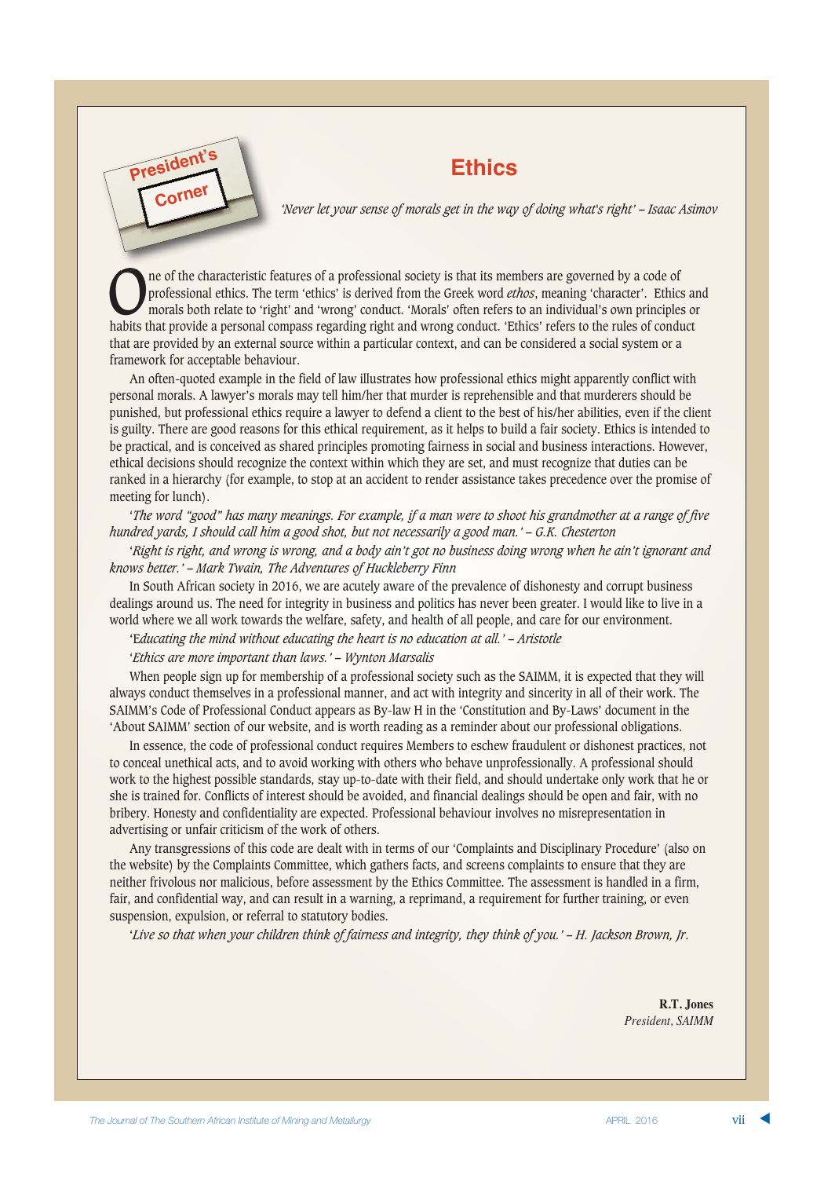President's Corner

# Ethics

*'Never let your sense of morals get in the way of doing what's right' – Isaac Asimov*

One of the characteristic features of a professional society is that its members are governed by a code of professional ethics. The term 'ethics' is derived from the Greek word *ethos*, meaning 'character'. Ethics and morals both relate to 'right' and 'wrong' conduct. 'Morals' often refers to an individual's own principles or habits that provide a personal compass regarding right and wrong conduct. 'Ethics' refers to the rules of conduct that are provided by an external source within a particular context, and can be considered a social system or a framework for acceptable behaviour.

An often-quoted example in the field of law illustrates how professional ethics might apparently conflict with personal morals. A lawyer's morals may tell him/her that murder is reprehensible and that murderers should be punished, but professional ethics require a lawyer to defend a client to the best of his/her abilities, even if the client is guilty. There are good reasons for this ethical requirement, as it helps to build a fair society. Ethics is intended to be practical, and is conceived as shared principles promoting fairness in social and business interactions. However, ethical decisions should recognize the context within which they are set, and must recognize that duties can be ranked in a hierarchy (for example, to stop at an accident to render assistance takes precedence over the promise of meeting for lunch).

*'The word "good" has many meanings. For example, if a man were to shoot his grandmother at a range of five hundred yards, I should call him a good shot, but not necessarily a good man.' – G.K. Chesterton*

*'Right is right, and wrong is wrong, and a body ain't got no business doing wrong when he ain't ignorant and knows better.' – Mark Twain, The Adventures of Huckleberry Finn*

In South African society in 2016, we are acutely aware of the prevalence of dishonesty and corrupt business dealings around us. The need for integrity in business and politics has never been greater. I would like to live in a world where we all work towards the welfare, safety, and health of all people, and care for our environment.

*'Educating the mind without educating the heart is no education at all.' – Aristotle*

*'Ethics are more important than laws.' – Wynton Marsalis*

When people sign up for membership of a professional society such as the SAIMM, it is expected that they will always conduct themselves in a professional manner, and act with integrity and sincerity in all of their work. The SAIMM's Code of Professional Conduct appears as By-law H in the 'Constitution and By-Laws' document in the 'About SAIMM' section of our website, and is worth reading as a reminder about our professional obligations.

In essence, the code of professional conduct requires Members to eschew fraudulent or dishonest practices, not to conceal unethical acts, and to avoid working with others who behave unprofessionally. A professional should work to the highest possible standards, stay up-to-date with their field, and should undertake only work that he or she is trained for. Conflicts of interest should be avoided, and financial dealings should be open and fair, with no bribery. Honesty and confidentiality are expected. Professional behaviour involves no misrepresentation in advertising or unfair criticism of the work of others.

Any transgressions of this code are dealt with in terms of our 'Complaints and Disciplinary Procedure' (also on the website) by the Complaints Committee, which gathers facts, and screens complaints to ensure that they are neither frivolous nor malicious, before assessment by the Ethics Committee. The assessment is handled in a firm, fair, and confidential way, and can result in a warning, a reprimand, a requirement for further training, or even suspension, expulsion, or referral to statutory bodies.

*'Live so that when your children think of fairness and integrity, they think of you.' – H. Jackson Brown, Jr.*

**R.T. Jones**
*President, SAIMM*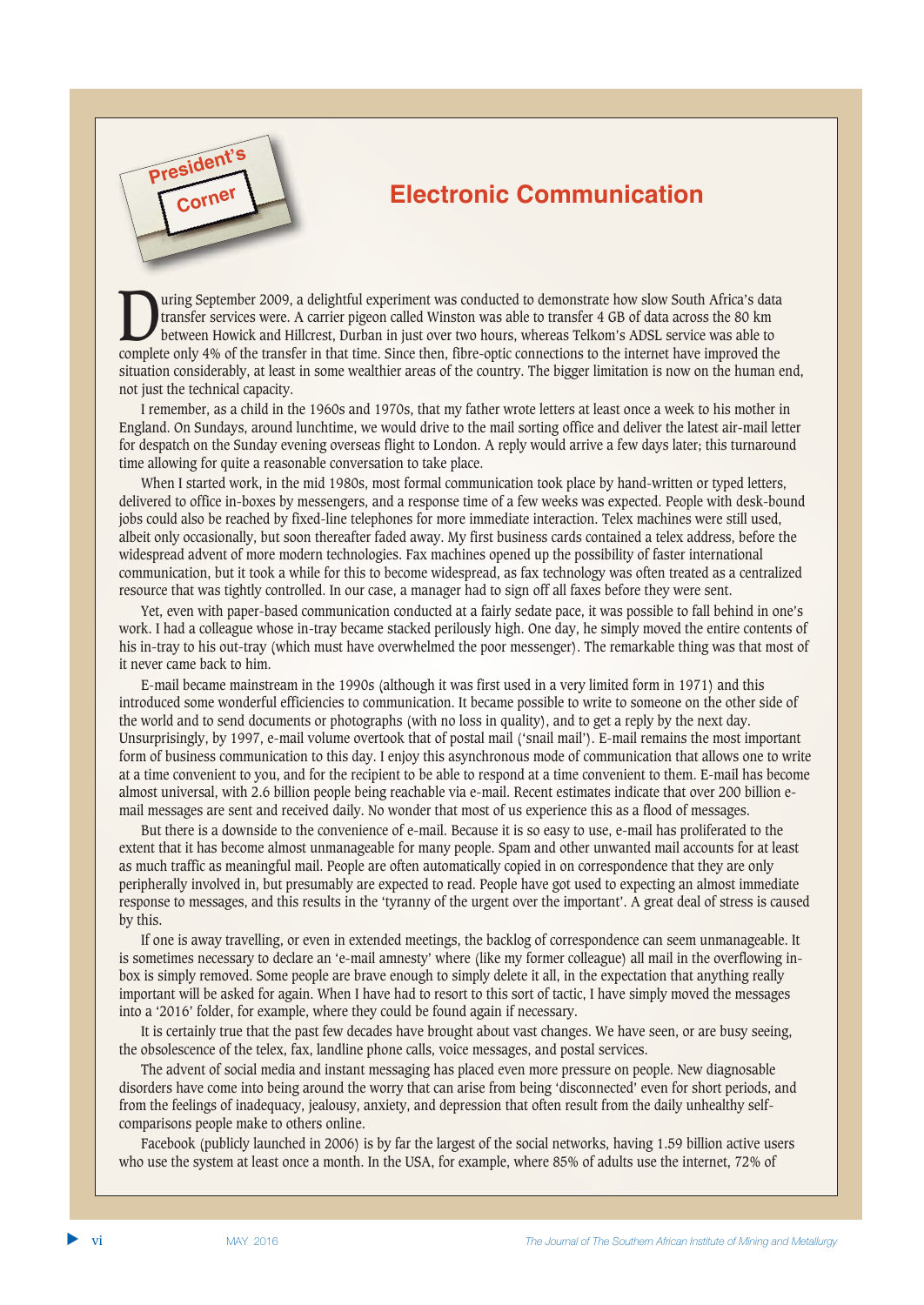President's Corner

# Electronic Communication

During September 2009, a delightful experiment was conducted to demonstrate how slow South Africa's data transfer services were. A carrier pigeon called Winston was able to transfer 4 GB of data across the 80 km between Howick and Hillcrest, Durban in just over two hours, whereas Telkom's ADSL service was able to complete only 4% of the transfer in that time. Since then, fibre-optic connections to the internet have improved the situation considerably, at least in some wealthier areas of the country. The bigger limitation is now on the human end, not just the technical capacity.

I remember, as a child in the 1960s and 1970s, that my father wrote letters at least once a week to his mother in England. On Sundays, around lunchtime, we would drive to the mail sorting office and deliver the latest air-mail letter for despatch on the Sunday evening overseas flight to London. A reply would arrive a few days later; this turnaround time allowing for quite a reasonable conversation to take place.

When I started work, in the mid 1980s, most formal communication took place by hand-written or typed letters, delivered to office in-boxes by messengers, and a response time of a few weeks was expected. People with desk-bound jobs could also be reached by fixed-line telephones for more immediate interaction. Telex machines were still used, albeit only occasionally, but soon thereafter faded away. My first business cards contained a telex address, before the widespread advent of more modern technologies. Fax machines opened up the possibility of faster international communication, but it took a while for this to become widespread, as fax technology was often treated as a centralized resource that was tightly controlled. In our case, a manager had to sign off all faxes before they were sent.

Yet, even with paper-based communication conducted at a fairly sedate pace, it was possible to fall behind in one's work. I had a colleague whose in-tray became stacked perilously high. One day, he simply moved the entire contents of his in-tray to his out-tray (which must have overwhelmed the poor messenger). The remarkable thing was that most of it never came back to him.

E-mail became mainstream in the 1990s (although it was first used in a very limited form in 1971) and this introduced some wonderful efficiencies to communication. It became possible to write to someone on the other side of the world and to send documents or photographs (with no loss in quality), and to get a reply by the next day. Unsurprisingly, by 1997, e-mail volume overtook that of postal mail ('snail mail'). E-mail remains the most important form of business communication to this day. I enjoy this asynchronous mode of communication that allows one to write at a time convenient to you, and for the recipient to be able to respond at a time convenient to them. E-mail has become almost universal, with 2.6 billion people being reachable via e-mail. Recent estimates indicate that over 200 billion e-mail messages are sent and received daily. No wonder that most of us experience this as a flood of messages.

But there is a downside to the convenience of e-mail. Because it is so easy to use, e-mail has proliferated to the extent that it has become almost unmanageable for many people. Spam and other unwanted mail accounts for at least as much traffic as meaningful mail. People are often automatically copied in on correspondence that they are only peripherally involved in, but presumably are expected to read. People have got used to expecting an almost immediate response to messages, and this results in the 'tyranny of the urgent over the important'. A great deal of stress is caused by this.

If one is away travelling, or even in extended meetings, the backlog of correspondence can seem unmanageable. It is sometimes necessary to declare an 'e-mail amnesty' where (like my former colleague) all mail in the overflowing in-box is simply removed. Some people are brave enough to simply delete it all, in the expectation that anything really important will be asked for again. When I have had to resort to this sort of tactic, I have simply moved the messages into a '2016' folder, for example, where they could be found again if necessary.

It is certainly true that the past few decades have brought about vast changes. We have seen, or are busy seeing, the obsolescence of the telex, fax, landline phone calls, voice messages, and postal services.

The advent of social media and instant messaging has placed even more pressure on people. New diagnosable disorders have come into being around the worry that can arise from being 'disconnected' even for short periods, and from the feelings of inadequacy, jealousy, anxiety, and depression that often result from the daily unhealthy self-comparisons people make to others online.

Facebook (publicly launched in 2006) is by far the largest of the social networks, having 1.59 billion active users who use the system at least once a month. In the USA, for example, where 85% of adults use the internet, 72% of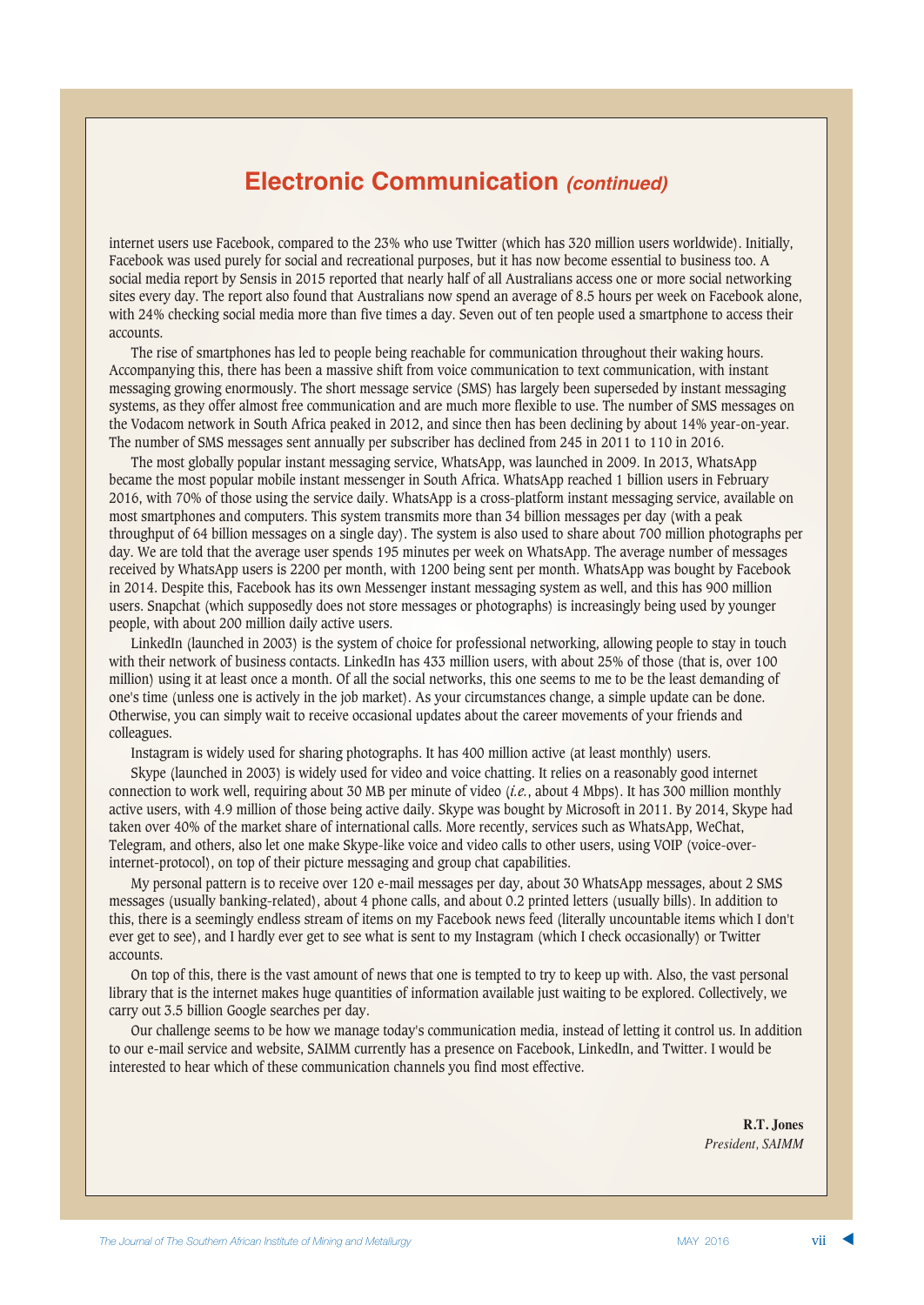# Electronic Communication *(continued)*

internet users use Facebook, compared to the 23% who use Twitter (which has 320 million users worldwide). Initially, Facebook was used purely for social and recreational purposes, but it has now become essential to business too. A social media report by Sensis in 2015 reported that nearly half of all Australians access one or more social networking sites every day. The report also found that Australians now spend an average of 8.5 hours per week on Facebook alone, with 24% checking social media more than five times a day. Seven out of ten people used a smartphone to access their accounts.

The rise of smartphones has led to people being reachable for communication throughout their waking hours. Accompanying this, there has been a massive shift from voice communication to text communication, with instant messaging growing enormously. The short message service (SMS) has largely been superseded by instant messaging systems, as they offer almost free communication and are much more flexible to use. The number of SMS messages on the Vodacom network in South Africa peaked in 2012, and since then has been declining by about 14% year-on-year. The number of SMS messages sent annually per subscriber has declined from 245 in 2011 to 110 in 2016.

The most globally popular instant messaging service, WhatsApp, was launched in 2009. In 2013, WhatsApp became the most popular mobile instant messenger in South Africa. WhatsApp reached 1 billion users in February 2016, with 70% of those using the service daily. WhatsApp is a cross-platform instant messaging service, available on most smartphones and computers. This system transmits more than 34 billion messages per day (with a peak throughput of 64 billion messages on a single day). The system is also used to share about 700 million photographs per day. We are told that the average user spends 195 minutes per week on WhatsApp. The average number of messages received by WhatsApp users is 2200 per month, with 1200 being sent per month. WhatsApp was bought by Facebook in 2014. Despite this, Facebook has its own Messenger instant messaging system as well, and this has 900 million users. Snapchat (which supposedly does not store messages or photographs) is increasingly being used by younger people, with about 200 million daily active users.

LinkedIn (launched in 2003) is the system of choice for professional networking, allowing people to stay in touch with their network of business contacts. LinkedIn has 433 million users, with about 25% of those (that is, over 100 million) using it at least once a month. Of all the social networks, this one seems to me to be the least demanding of one's time (unless one is actively in the job market). As your circumstances change, a simple update can be done. Otherwise, you can simply wait to receive occasional updates about the career movements of your friends and colleagues.

Instagram is widely used for sharing photographs. It has 400 million active (at least monthly) users.

Skype (launched in 2003) is widely used for video and voice chatting. It relies on a reasonably good internet connection to work well, requiring about 30 MB per minute of video (*i.e.*, about 4 Mbps). It has 300 million monthly active users, with 4.9 million of those being active daily. Skype was bought by Microsoft in 2011. By 2014, Skype had taken over 40% of the market share of international calls. More recently, services such as WhatsApp, WeChat, Telegram, and others, also let one make Skype-like voice and video calls to other users, using VOIP (voice-over-internet-protocol), on top of their picture messaging and group chat capabilities.

My personal pattern is to receive over 120 e-mail messages per day, about 30 WhatsApp messages, about 2 SMS messages (usually banking-related), about 4 phone calls, and about 0.2 printed letters (usually bills). In addition to this, there is a seemingly endless stream of items on my Facebook news feed (literally uncountable items which I don't ever get to see), and I hardly ever get to see what is sent to my Instagram (which I check occasionally) or Twitter accounts.

On top of this, there is the vast amount of news that one is tempted to try to keep up with. Also, the vast personal library that is the internet makes huge quantities of information available just waiting to be explored. Collectively, we carry out 3.5 billion Google searches per day.

Our challenge seems to be how we manage today's communication media, instead of letting it control us. In addition to our e-mail service and website, SAIMM currently has a presence on Facebook, LinkedIn, and Twitter. I would be interested to hear which of these communication channels you find most effective.

**R.T. Jones**
*President, SAIMM*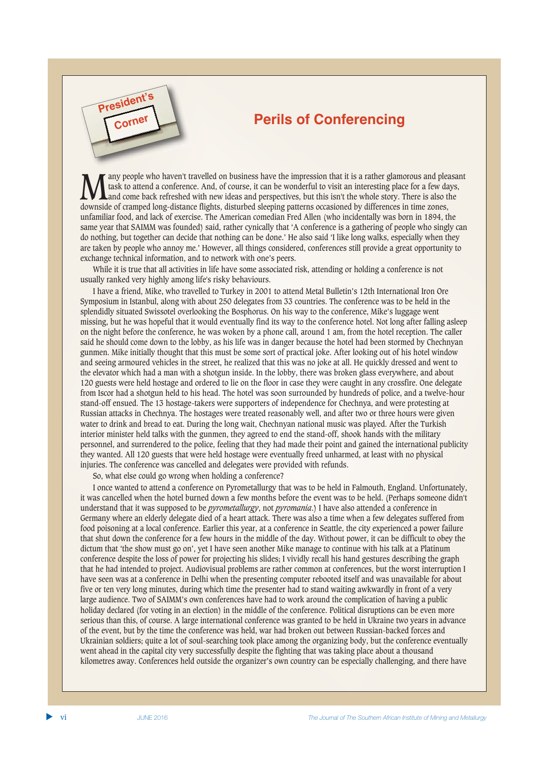President's Corner

# Perils of Conferencing

Many people who haven't travelled on business have the impression that it is a rather glamorous and pleasant task to attend a conference. And, of course, it can be wonderful to visit an interesting place for a few days, and come back refreshed with new ideas and perspectives, but this isn't the whole story. There is also the downside of cramped long-distance flights, disturbed sleeping patterns occasioned by differences in time zones, unfamiliar food, and lack of exercise. The American comedian Fred Allen (who incidentally was born in 1894, the same year that SAIMM was founded) said, rather cynically that 'A conference is a gathering of people who singly can do nothing, but together can decide that nothing can be done.' He also said 'I like long walks, especially when they are taken by people who annoy me.' However, all things considered, conferences still provide a great opportunity to exchange technical information, and to network with one's peers.

While it is true that all activities in life have some associated risk, attending or holding a conference is not usually ranked very highly among life's risky behaviours.

I have a friend, Mike, who travelled to Turkey in 2001 to attend Metal Bulletin's 12th International Iron Ore Symposium in Istanbul, along with about 250 delegates from 33 countries. The conference was to be held in the splendidly situated Swissotel overlooking the Bosphorus. On his way to the conference, Mike's luggage went missing, but he was hopeful that it would eventually find its way to the conference hotel. Not long after falling asleep on the night before the conference, he was woken by a phone call, around 1 am, from the hotel reception. The caller said he should come down to the lobby, as his life was in danger because the hotel had been stormed by Chechnyan gunmen. Mike initially thought that this must be some sort of practical joke. After looking out of his hotel window and seeing armoured vehicles in the street, he realized that this was no joke at all. He quickly dressed and went to the elevator which had a man with a shotgun inside. In the lobby, there was broken glass everywhere, and about 120 guests were held hostage and ordered to lie on the floor in case they were caught in any crossfire. One delegate from Iscor had a shotgun held to his head. The hotel was soon surrounded by hundreds of police, and a twelve-hour stand-off ensued. The 13 hostage-takers were supporters of independence for Chechnya, and were protesting at Russian attacks in Chechnya. The hostages were treated reasonably well, and after two or three hours were given water to drink and bread to eat. During the long wait, Chechnyan national music was played. After the Turkish interior minister held talks with the gunmen, they agreed to end the stand-off, shook hands with the military personnel, and surrendered to the police, feeling that they had made their point and gained the international publicity they wanted. All 120 guests that were held hostage were eventually freed unharmed, at least with no physical injuries. The conference was cancelled and delegates were provided with refunds.

So, what else could go wrong when holding a conference?

I once wanted to attend a conference on Pyrometallurgy that was to be held in Falmouth, England. Unfortunately, it was cancelled when the hotel burned down a few months before the event was to be held. (Perhaps someone didn't understand that it was supposed to be *pyrometallurgy*, not *pyromania*.) I have also attended a conference in Germany where an elderly delegate died of a heart attack. There was also a time when a few delegates suffered from food poisoning at a local conference. Earlier this year, at a conference in Seattle, the city experienced a power failure that shut down the conference for a few hours in the middle of the day. Without power, it can be difficult to obey the dictum that 'the show must go on', yet I have seen another Mike manage to continue with his talk at a Platinum conference despite the loss of power for projecting his slides; I vividly recall his hand gestures describing the graph that he had intended to project. Audiovisual problems are rather common at conferences, but the worst interruption I have seen was at a conference in Delhi when the presenting computer rebooted itself and was unavailable for about five or ten very long minutes, during which time the presenter had to stand waiting awkwardly in front of a very large audience. Two of SAIMM's own conferences have had to work around the complication of having a public holiday declared (for voting in an election) in the middle of the conference. Political disruptions can be even more serious than this, of course. A large international conference was granted to be held in Ukraine two years in advance of the event, but by the time the conference was held, war had broken out between Russian-backed forces and Ukrainian soldiers; quite a lot of soul-searching took place among the organizing body, but the conference eventually went ahead in the capital city very successfully despite the fighting that was taking place about a thousand kilometres away. Conferences held outside the organizer's own country can be especially challenging, and there have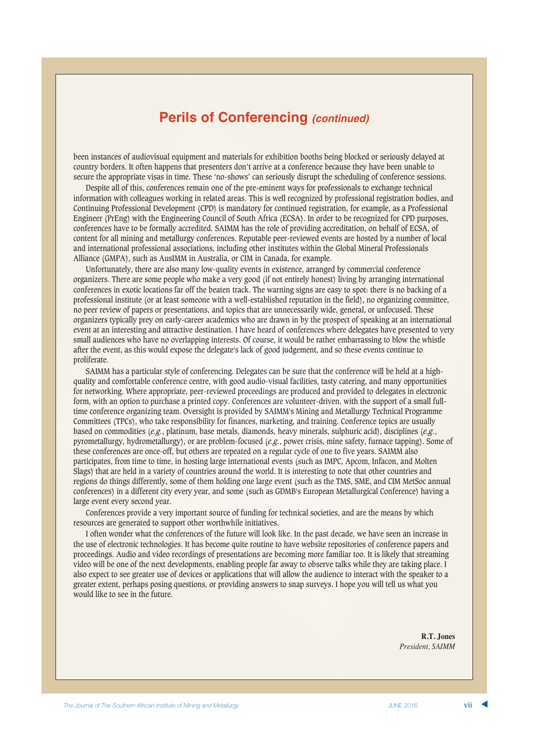# Perils of Conferencing *(continued)*

been instances of audiovisual equipment and materials for exhibition booths being blocked or seriously delayed at country borders. It often happens that presenters don't arrive at a conference because they have been unable to secure the appropriate visas in time. These 'no-shows' can seriously disrupt the scheduling of conference sessions.

Despite all of this, conferences remain one of the pre-eminent ways for professionals to exchange technical information with colleagues working in related areas. This is well recognized by professional registration bodies, and Continuing Professional Development (CPD) is mandatory for continued registration, for example, as a Professional Engineer (PrEng) with the Engineering Council of South Africa (ECSA). In order to be recognized for CPD purposes, conferences have to be formally accredited. SAIMM has the role of providing accreditation, on behalf of ECSA, of content for all mining and metallurgy conferences. Reputable peer-reviewed events are hosted by a number of local and international professional associations, including other institutes within the Global Mineral Professionals Alliance (GMPA), such as AusIMM in Australia, or CIM in Canada, for example.

Unfortunately, there are also many low-quality events in existence, arranged by commercial conference organizers. There are some people who make a very good (if not entirely honest) living by arranging international conferences in exotic locations far off the beaten track. The warning signs are easy to spot: there is no backing of a professional institute (or at least someone with a well-established reputation in the field), no organizing committee, no peer review of papers or presentations, and topics that are unnecessarily wide, general, or unfocused. These organizers typically prey on early-career academics who are drawn in by the prospect of speaking at an international event at an interesting and attractive destination. I have heard of conferences where delegates have presented to very small audiences who have no overlapping interests. Of course, it would be rather embarrassing to blow the whistle after the event, as this would expose the delegate's lack of good judgement, and so these events continue to proliferate.

SAIMM has a particular style of conferencing. Delegates can be sure that the conference will be held at a high-quality and comfortable conference centre, with good audio-visual facilities, tasty catering, and many opportunities for networking. Where appropriate, peer-reviewed proceedings are produced and provided to delegates in electronic form, with an option to purchase a printed copy. Conferences are volunteer-driven, with the support of a small full-time conference organizing team. Oversight is provided by SAIMM's Mining and Metallurgy Technical Programme Committees (TPCs), who take responsibility for finances, marketing, and training. Conference topics are usually based on commodities (*e.g.*, platinum, base metals, diamonds, heavy minerals, sulphuric acid), disciplines (*e.g.*, pyrometallurgy, hydrometallurgy), or are problem-focused (*e.g.*, power crisis, mine safety, furnace tapping). Some of these conferences are once-off, but others are repeated on a regular cycle of one to five years. SAIMM also participates, from time to time, in hosting large international events (such as IMPC, Apcom, Infacon, and Molten Slags) that are held in a variety of countries around the world. It is interesting to note that other countries and regions do things differently, some of them holding one large event (such as the TMS, SME, and CIM MetSoc annual conferences) in a different city every year, and some (such as GDMB's European Metallurgical Conference) having a large event every second year.

Conferences provide a very important source of funding for technical societies, and are the means by which resources are generated to support other worthwhile initiatives.

I often wonder what the conferences of the future will look like. In the past decade, we have seen an increase in the use of electronic technologies. It has become quite routine to have website repositories of conference papers and proceedings. Audio and video recordings of presentations are becoming more familiar too. It is likely that streaming video will be one of the next developments, enabling people far away to observe talks while they are taking place. I also expect to see greater use of devices or applications that will allow the audience to interact with the speaker to a greater extent, perhaps posing questions, or providing answers to snap surveys. I hope you will tell us what you would like to see in the future.

**R.T. Jones**
*President, SAIMM*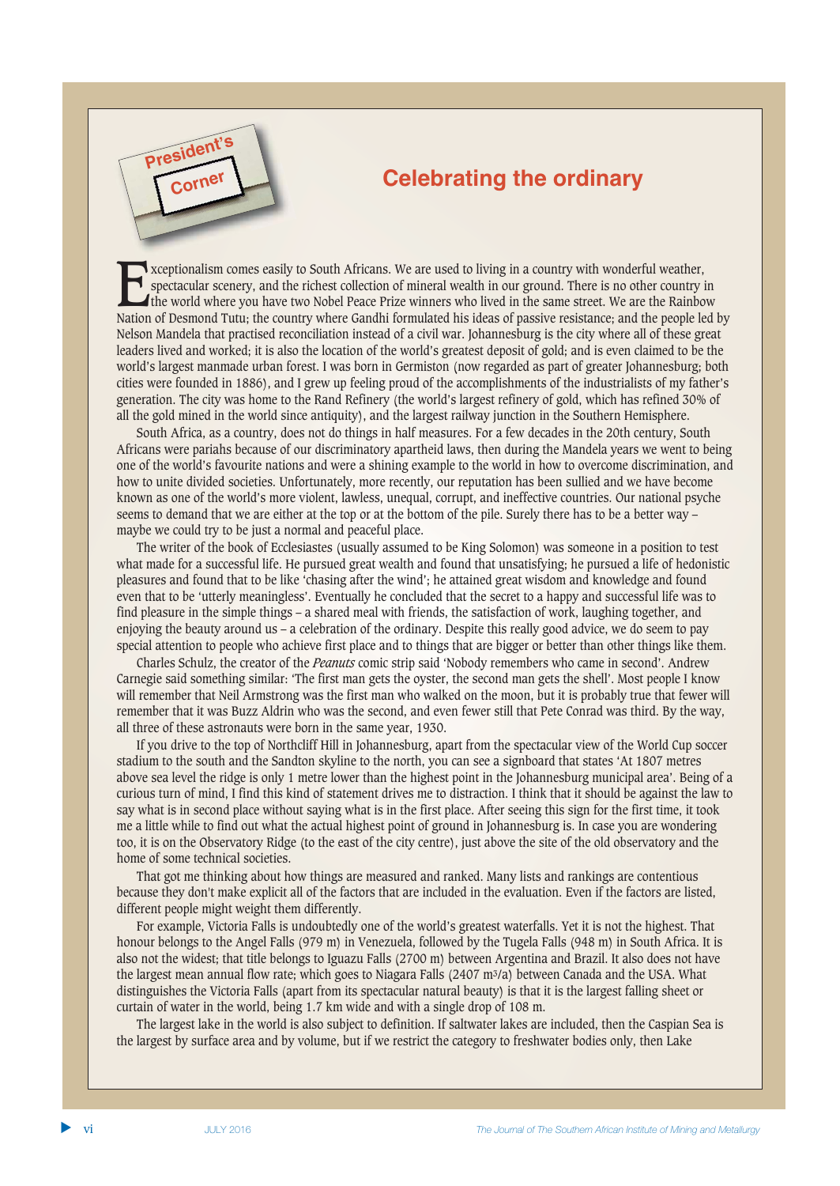President's Corner

# Celebrating the ordinary

Exceptionalism comes easily to South Africans. We are used to living in a country with wonderful weather, spectacular scenery, and the richest collection of mineral wealth in our ground. There is no other country in the world where you have two Nobel Peace Prize winners who lived in the same street. We are the Rainbow Nation of Desmond Tutu; the country where Gandhi formulated his ideas of passive resistance; and the people led by Nelson Mandela that practised reconciliation instead of a civil war. Johannesburg is the city where all of these great leaders lived and worked; it is also the location of the world's greatest deposit of gold; and is even claimed to be the world's largest manmade urban forest. I was born in Germiston (now regarded as part of greater Johannesburg; both cities were founded in 1886), and I grew up feeling proud of the accomplishments of the industrialists of my father's generation. The city was home to the Rand Refinery (the world's largest refinery of gold, which has refined 30% of all the gold mined in the world since antiquity), and the largest railway junction in the Southern Hemisphere.

South Africa, as a country, does not do things in half measures. For a few decades in the 20th century, South Africans were pariahs because of our discriminatory apartheid laws, then during the Mandela years we went to being one of the world's favourite nations and were a shining example to the world in how to overcome discrimination, and how to unite divided societies. Unfortunately, more recently, our reputation has been sullied and we have become known as one of the world's more violent, lawless, unequal, corrupt, and ineffective countries. Our national psyche seems to demand that we are either at the top or at the bottom of the pile. Surely there has to be a better way – maybe we could try to be just a normal and peaceful place.

The writer of the book of Ecclesiastes (usually assumed to be King Solomon) was someone in a position to test what made for a successful life. He pursued great wealth and found that unsatisfying; he pursued a life of hedonistic pleasures and found that to be like 'chasing after the wind'; he attained great wisdom and knowledge and found even that to be 'utterly meaningless'. Eventually he concluded that the secret to a happy and successful life was to find pleasure in the simple things – a shared meal with friends, the satisfaction of work, laughing together, and enjoying the beauty around us – a celebration of the ordinary. Despite this really good advice, we do seem to pay special attention to people who achieve first place and to things that are bigger or better than other things like them.

Charles Schulz, the creator of the *Peanuts* comic strip said 'Nobody remembers who came in second'. Andrew Carnegie said something similar: 'The first man gets the oyster, the second man gets the shell'. Most people I know will remember that Neil Armstrong was the first man who walked on the moon, but it is probably true that fewer will remember that it was Buzz Aldrin who was the second, and even fewer still that Pete Conrad was third. By the way, all three of these astronauts were born in the same year, 1930.

If you drive to the top of Northcliff Hill in Johannesburg, apart from the spectacular view of the World Cup soccer stadium to the south and the Sandton skyline to the north, you can see a signboard that states 'At 1807 metres above sea level the ridge is only 1 metre lower than the highest point in the Johannesburg municipal area'. Being of a curious turn of mind, I find this kind of statement drives me to distraction. I think that it should be against the law to say what is in second place without saying what is in the first place. After seeing this sign for the first time, it took me a little while to find out what the actual highest point of ground in Johannesburg is. In case you are wondering too, it is on the Observatory Ridge (to the east of the city centre), just above the site of the old observatory and the home of some technical societies.

That got me thinking about how things are measured and ranked. Many lists and rankings are contentious because they don't make explicit all of the factors that are included in the evaluation. Even if the factors are listed, different people might weight them differently.

For example, Victoria Falls is undoubtedly one of the world's greatest waterfalls. Yet it is not the highest. That honour belongs to the Angel Falls (979 m) in Venezuela, followed by the Tugela Falls (948 m) in South Africa. It is also not the widest; that title belongs to Iguazu Falls (2700 m) between Argentina and Brazil. It also does not have the largest mean annual flow rate; which goes to Niagara Falls (2407 $m^3/a$) between Canada and the USA. What distinguishes the Victoria Falls (apart from its spectacular natural beauty) is that it is the largest falling sheet or curtain of water in the world, being 1.7 km wide and with a single drop of 108 m.

The largest lake in the world is also subject to definition. If saltwater lakes are included, then the Caspian Sea is the largest by surface area and by volume, but if we restrict the category to freshwater bodies only, then Lake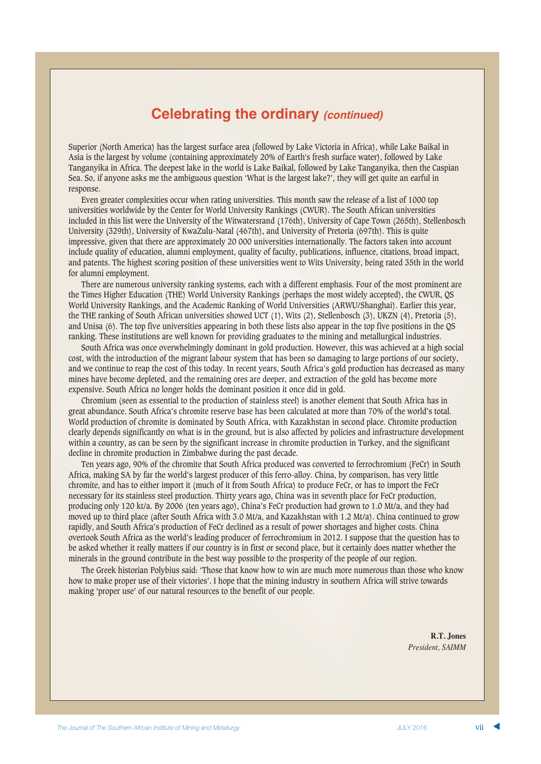# Celebrating the ordinary *(continued)*

Superior (North America) has the largest surface area (followed by Lake Victoria in Africa), while Lake Baikal in Asia is the largest by volume (containing approximately 20% of Earth's fresh surface water), followed by Lake Tanganyika in Africa. The deepest lake in the world is Lake Baikal, followed by Lake Tanganyika, then the Caspian Sea. So, if anyone asks me the ambiguous question 'What is the largest lake?', they will get quite an earful in response.

Even greater complexities occur when rating universities. This month saw the release of a list of 1000 top universities worldwide by the Center for World University Rankings (CWUR). The South African universities included in this list were the University of the Witwatersrand (176th), University of Cape Town (265th), Stellenbosch University (329th), University of KwaZulu-Natal (467th), and University of Pretoria (697th). This is quite impressive, given that there are approximately 20 000 universities internationally. The factors taken into account include quality of education, alumni employment, quality of faculty, publications, influence, citations, broad impact, and patents. The highest scoring position of these universities went to Wits University, being rated 35th in the world for alumni employment.

There are numerous university ranking systems, each with a different emphasis. Four of the most prominent are the Times Higher Education (THE) World University Rankings (perhaps the most widely accepted), the CWUR, QS World University Rankings, and the Academic Ranking of World Universities (ARWU/Shanghai). Earlier this year, the THE ranking of South African universities showed UCT (1), Wits (2), Stellenbosch (3), UKZN (4), Pretoria (5), and Unisa (6). The top five universities appearing in both these lists also appear in the top five positions in the QS ranking. These institutions are well known for providing graduates to the mining and metallurgical industries.

South Africa was once overwhelmingly dominant in gold production. However, this was achieved at a high social cost, with the introduction of the migrant labour system that has been so damaging to large portions of our society, and we continue to reap the cost of this today. In recent years, South Africa's gold production has decreased as many mines have become depleted, and the remaining ores are deeper, and extraction of the gold has become more expensive. South Africa no longer holds the dominant position it once did in gold.

Chromium (seen as essential to the production of stainless steel) is another element that South Africa has in great abundance. South Africa's chromite reserve base has been calculated at more than 70% of the world's total. World production of chromite is dominated by South Africa, with Kazakhstan in second place. Chromite production clearly depends significantly on what is in the ground, but is also affected by policies and infrastructure development within a country, as can be seen by the significant increase in chromite production in Turkey, and the significant decline in chromite production in Zimbabwe during the past decade.

Ten years ago, 90% of the chromite that South Africa produced was converted to ferrochromium (FeCr) in South Africa, making SA by far the world's largest producer of this ferro-alloy. China, by comparison, has very little chromite, and has to either import it (much of it from South Africa) to produce FeCr, or has to import the FeCr necessary for its stainless steel production. Thirty years ago, China was in seventh place for FeCr production, producing only 120 kt/a. By 2006 (ten years ago), China's FeCr production had grown to 1.0 Mt/a, and they had moved up to third place (after South Africa with 3.0 Mt/a, and Kazakhstan with 1.2 Mt/a). China continued to grow rapidly, and South Africa's production of FeCr declined as a result of power shortages and higher costs. China overtook South Africa as the world's leading producer of ferrochromium in 2012. I suppose that the question has to be asked whether it really matters if our country is in first or second place, but it certainly does matter whether the minerals in the ground contribute in the best way possible to the prosperity of the people of our region.

The Greek historian Polybius said: 'Those that know how to win are much more numerous than those who know how to make proper use of their victories'. I hope that the mining industry in southern Africa will strive towards making 'proper use' of our natural resources to the benefit of our people.

**R.T. Jones**  
*President, SAIMM*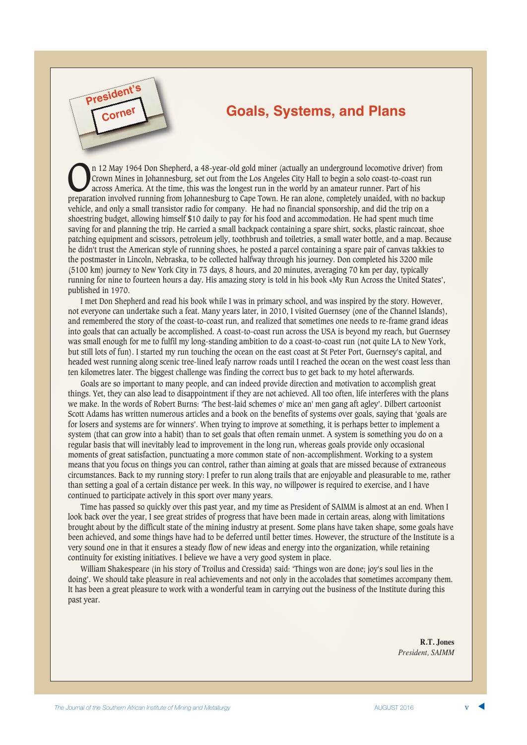President's Corner

# Goals, Systems, and Plans

On 12 May 1964 Don Shepherd, a 48-year-old gold miner (actually an underground locomotive driver) from Crown Mines in Johannesburg, set out from the Los Angeles City Hall to begin a solo coast-to-coast run across America. At the time, this was the longest run in the world by an amateur runner. Part of his preparation involved running from Johannesburg to Cape Town. He ran alone, completely unaided, with no backup vehicle, and only a small transistor radio for company. He had no financial sponsorship, and did the trip on a shoestring budget, allowing himself $10 daily to pay for his food and accommodation. He had spent much time saving for and planning the trip. He carried a small backpack containing a spare shirt, socks, plastic raincoat, shoe patching equipment and scissors, petroleum jelly, toothbrush and toiletries, a small water bottle, and a map. Because he didn't trust the American style of running shoes, he posted a parcel containing a spare pair of canvas takkies to the postmaster in Lincoln, Nebraska, to be collected halfway through his journey. Don completed his 3200 mile (5100 km) journey to New York City in 73 days, 8 hours, and 20 minutes, averaging 70 km per day, typically running for nine to fourteen hours a day. His amazing story is told in his book «My Run Across the United States', published in 1970.

I met Don Shepherd and read his book while I was in primary school, and was inspired by the story. However, not everyone can undertake such a feat. Many years later, in 2010, I visited Guernsey (one of the Channel Islands), and remembered the story of the coast-to-coast run, and realized that sometimes one needs to re-frame grand ideas into goals that can actually be accomplished. A coast-to-coast run across the USA is beyond my reach, but Guernsey was small enough for me to fulfil my long-standing ambition to do a coast-to-coast run (not quite LA to New York, but still lots of fun). I started my run touching the ocean on the east coast at St Peter Port, Guernsey's capital, and headed west running along scenic tree-lined leafy narrow roads until I reached the ocean on the west coast less than ten kilometres later. The biggest challenge was finding the correct bus to get back to my hotel afterwards.

Goals are so important to many people, and can indeed provide direction and motivation to accomplish great things. Yet, they can also lead to disappointment if they are not achieved. All too often, life interferes with the plans we make. In the words of Robert Burns: 'The best-laid schemes o' mice an' men gang aft agley'. Dilbert cartoonist Scott Adams has written numerous articles and a book on the benefits of systems over goals, saying that 'goals are for losers and systems are for winners'. When trying to improve at something, it is perhaps better to implement a system (that can grow into a habit) than to set goals that often remain unmet. A system is something you do on a regular basis that will inevitably lead to improvement in the long run, whereas goals provide only occasional moments of great satisfaction, punctuating a more common state of non-accomplishment. Working to a system means that you focus on things you can control, rather than aiming at goals that are missed because of extraneous circumstances. Back to my running story: I prefer to run along trails that are enjoyable and pleasurable to me, rather than setting a goal of a certain distance per week. In this way, no willpower is required to exercise, and I have continued to participate actively in this sport over many years.

Time has passed so quickly over this past year, and my time as President of SAIMM is almost at an end. When I look back over the year, I see great strides of progress that have been made in certain areas, along with limitations brought about by the difficult state of the mining industry at present. Some plans have taken shape, some goals have been achieved, and some things have had to be deferred until better times. However, the structure of the Institute is a very sound one in that it ensures a steady flow of new ideas and energy into the organization, while retaining continuity for existing initiatives. I believe we have a very good system in place.

William Shakespeare (in his story of Troilus and Cressida) said: 'Things won are done; joy's soul lies in the doing'. We should take pleasure in real achievements and not only in the accolades that sometimes accompany them. It has been a great pleasure to work with a wonderful team in carrying out the business of the Institute during this past year.

**R.T. Jones**
*President, SAIMM*